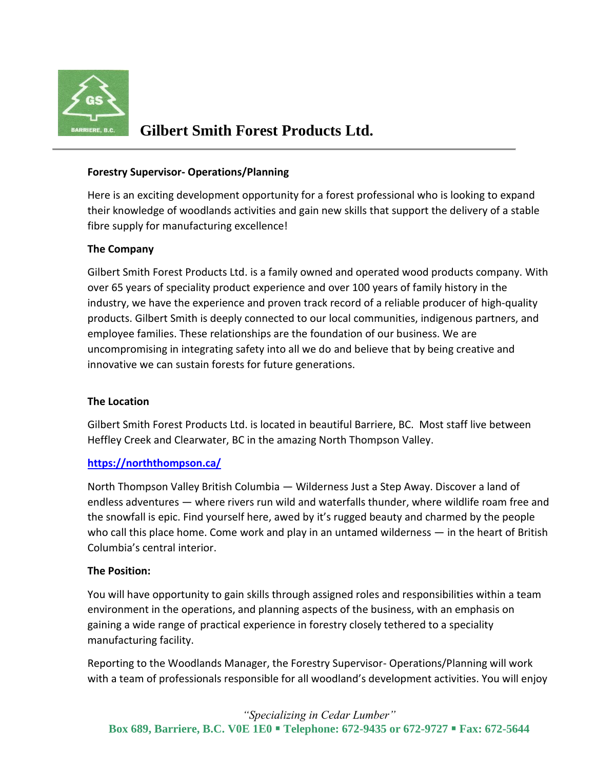# Gilbert Smith Forest Products Ltd.

**Forestry Supervisor- Operations/Planning**

Here is an exciting development opportunity for a forest professional who is looking to expand their knowledge of woodlands activities and gain new skills that support the delivery of a stable fibre supply for manufacturing excellence!

**The Company**

Gilbert Smith Forest Products Ltd. is a family owned and operated wood products company. With over 65 years of speciality product experience and over 100 years of family history in the industry, we have the experience and proven track record of a reliable producer of high-quality products. Gilbert Smith is deeply connected to our local communities, indigenous partners, and employee families. These relationships are the foundation of our business. We are uncompromising in integrating safety into all we do and believe that by being creative and innovative we can sustain forests for future generations.

**The Location**

Gilbert Smith Forest Products Ltd. is located in beautiful Barriere, BC. Most staff live between Heffley Creek and Clearwater, BC in the amazing North Thompson Valley.

**https://norththompson.ca/**

North Thompson Valley British Columbia — Wilderness Just a Step Away. Discover a land of endless adventures — where rivers run wild and waterfalls thunder, where wildlife roam free and the snowfall is epic. Find yourself here, awed by it's rugged beauty and charmed by the people who call this place home. Come work and play in an untamed wilderness — in the heart of British Columbia's central interior.

**The Position:**

You will have opportunity to gain skills through assigned roles and responsibilities within a team environment in the operations, and planning aspects of the business, with an emphasis on gaining a wide range of practical experience in forestry closely tethered to a speciality manufacturing facility.

Reporting to the Woodlands Manager, the Forestry Supervisor- Operations/Planning will work with a team of professionals responsible for all woodland's development activities. You will enjoy

*"Specializing in Cedar Lumber"*

**Box 689, Barriere, B.C. V0E 1E0 ▪ Telephone: 672-9435 or 672-9727 ▪ Fax: 672-5644**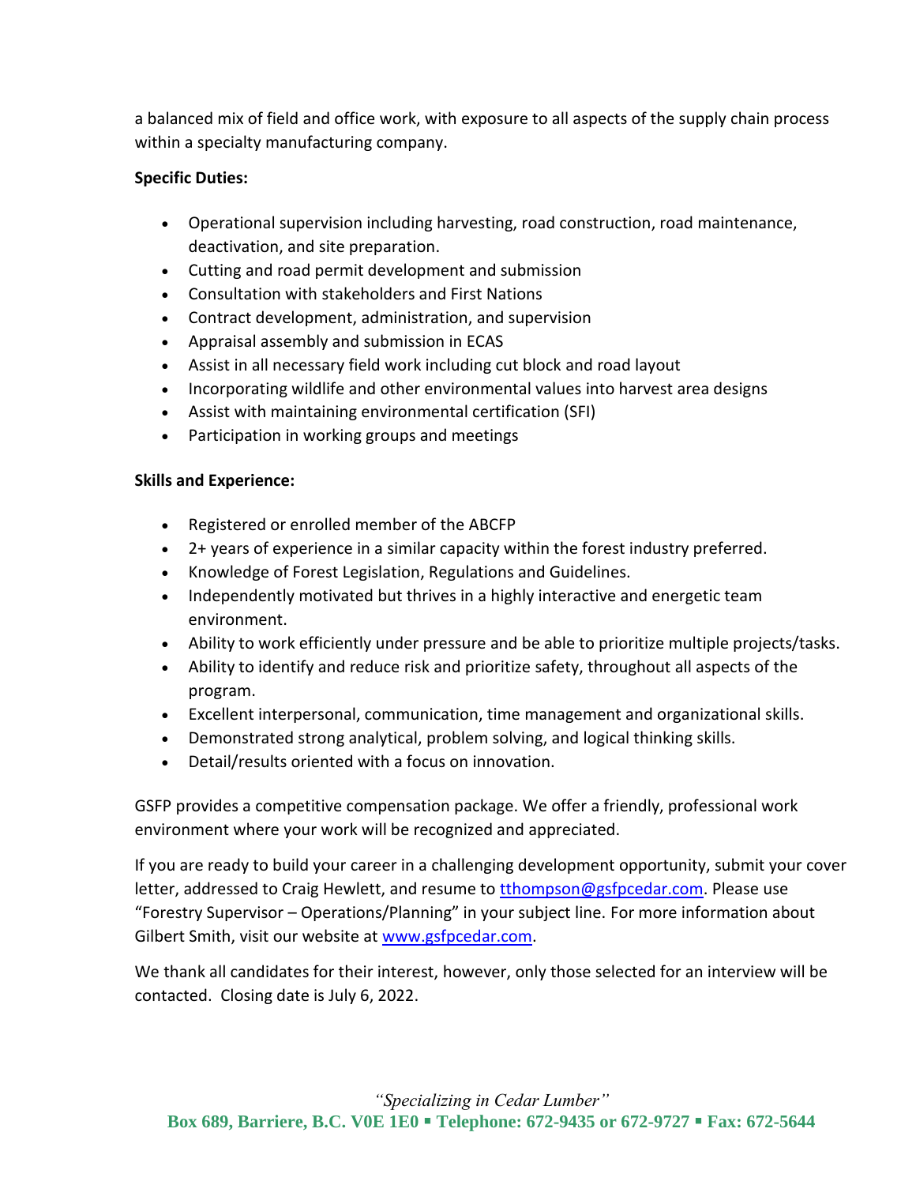a balanced mix of field and office work, with exposure to all aspects of the supply chain process within a specialty manufacturing company.

**Specific Duties:**

- Operational supervision including harvesting, road construction, road maintenance, deactivation, and site preparation.
- Cutting and road permit development and submission
- Consultation with stakeholders and First Nations
- Contract development, administration, and supervision
- Appraisal assembly and submission in ECAS
- Assist in all necessary field work including cut block and road layout
- Incorporating wildlife and other environmental values into harvest area designs
- Assist with maintaining environmental certification (SFI)
- Participation in working groups and meetings

**Skills and Experience:**

- Registered or enrolled member of the ABCFP
- 2+ years of experience in a similar capacity within the forest industry preferred.
- Knowledge of Forest Legislation, Regulations and Guidelines.
- Independently motivated but thrives in a highly interactive and energetic team environment.
- Ability to work efficiently under pressure and be able to prioritize multiple projects/tasks.
- Ability to identify and reduce risk and prioritize safety, throughout all aspects of the program.
- Excellent interpersonal, communication, time management and organizational skills.
- Demonstrated strong analytical, problem solving, and logical thinking skills.
- Detail/results oriented with a focus on innovation.

GSFP provides a competitive compensation package. We offer a friendly, professional work environment where your work will be recognized and appreciated.

If you are ready to build your career in a challenging development opportunity, submit your cover letter, addressed to Craig Hewlett, and resume to tthompson@gsfpcedar.com. Please use "Forestry Supervisor – Operations/Planning" in your subject line. For more information about Gilbert Smith, visit our website at www.gsfpcedar.com.

We thank all candidates for their interest, however, only those selected for an interview will be contacted. Closing date is July 6, 2022.

*"Specializing in Cedar Lumber"*

**Box 689, Barriere, B.C. V0E 1E0 ▪ Telephone: 672-9435 or 672-9727 ▪ Fax: 672-5644**